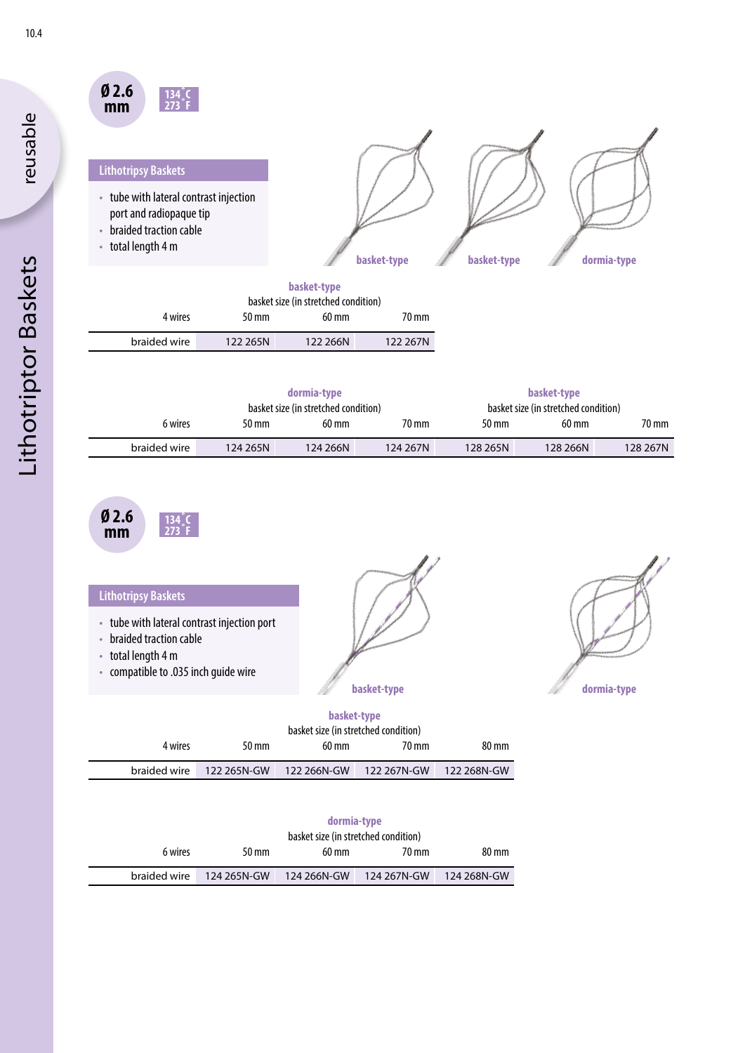reusable

Lithotriptor Baskets

**Ø 2.6 mm** | **134 °C / 273 °F**

## Lithotripsy Baskets

- tube with lateral contrast injection port and radiopaque tip
- braided traction cable
- total length 4 m

basket-type basket-type dormia-type

| | basket-type | | |
|---|---|---|---|
| | basket size (in stretched condition) | | |
| 4 wires | 50 mm | 60 mm | 70 mm |
| braided wire | 122 265N | 122 266N | 122 267N |

| | dormia-type | | | basket-type | | |
|---|---|---|---|---|---|---|
| | basket size (in stretched condition) | | | basket size (in stretched condition) | | |
| 6 wires | 50 mm | 60 mm | 70 mm | 50 mm | 60 mm | 70 mm |
| braided wire | 124 265N | 124 266N | 124 267N | 128 265N | 128 266N | 128 267N |

**Ø 2.6 mm** | **134 °C / 273 °F**

## Lithotripsy Baskets

- tube with lateral contrast injection port
- braided traction cable
- total length 4 m
- compatible to .035 inch guide wire

basket-type dormia-type

| | basket-type | | | |
|---|---|---|---|---|
| | basket size (in stretched condition) | | | |
| 4 wires | 50 mm | 60 mm | 70 mm | 80 mm |
| braided wire | 122 265N-GW | 122 266N-GW | 122 267N-GW | 122 268N-GW |

| | dormia-type | | | |
|---|---|---|---|---|
| | basket size (in stretched condition) | | | |
| 6 wires | 50 mm | 60 mm | 70 mm | 80 mm |
| braided wire | 124 265N-GW | 124 266N-GW | 124 267N-GW | 124 268N-GW |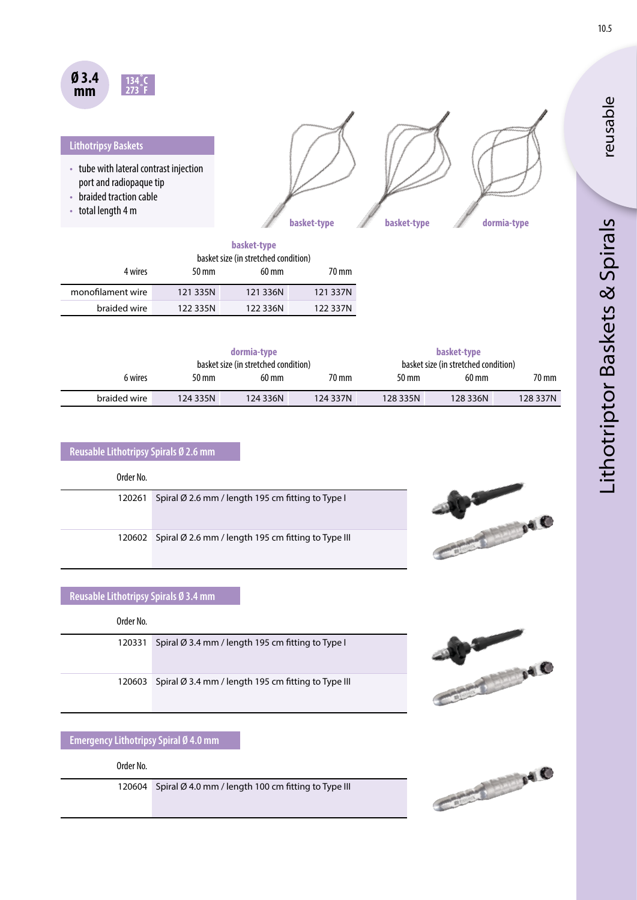Ø 3.4 mm

134 °C
273 °F

## Lithotripsy Baskets

- tube with lateral contrast injection port and radiopaque tip
- braided traction cable
- total length 4 m

basket-type basket-type dormia-type

| | basket-type basket size (in stretched condition) | | |
|---|---|---|---|
| 4 wires | 50 mm | 60 mm | 70 mm |
| monofilament wire | 121 335N | 121 336N | 121 337N |
| braided wire | 122 335N | 122 336N | 122 337N |

| | dormia-type basket size (in stretched condition) | | | basket-type basket size (in stretched condition) | | |
|---|---|---|---|---|---|---|
| 6 wires | 50 mm | 60 mm | 70 mm | 50 mm | 60 mm | 70 mm |
| braided wire | 124 335N | 124 336N | 124 337N | 128 335N | 128 336N | 128 337N |

## Reusable Lithotripsy Spirals Ø 2.6 mm

| Order No. | |
|---|---|
| 120261 | Spiral Ø 2.6 mm / length 195 cm fitting to Type I |
| 120602 | Spiral Ø 2.6 mm / length 195 cm fitting to Type III |

## Reusable Lithotripsy Spirals Ø 3.4 mm

| Order No. | |
|---|---|
| 120331 | Spiral Ø 3.4 mm / length 195 cm fitting to Type I |
| 120603 | Spiral Ø 3.4 mm / length 195 cm fitting to Type III |

## Emergency Lithotripsy Spiral Ø 4.0 mm

| Order No. | |
|---|---|
| 120604 | Spiral Ø 4.0 mm / length 100 cm fitting to Type III |

reusable

Lithotriptor Baskets & Spirals